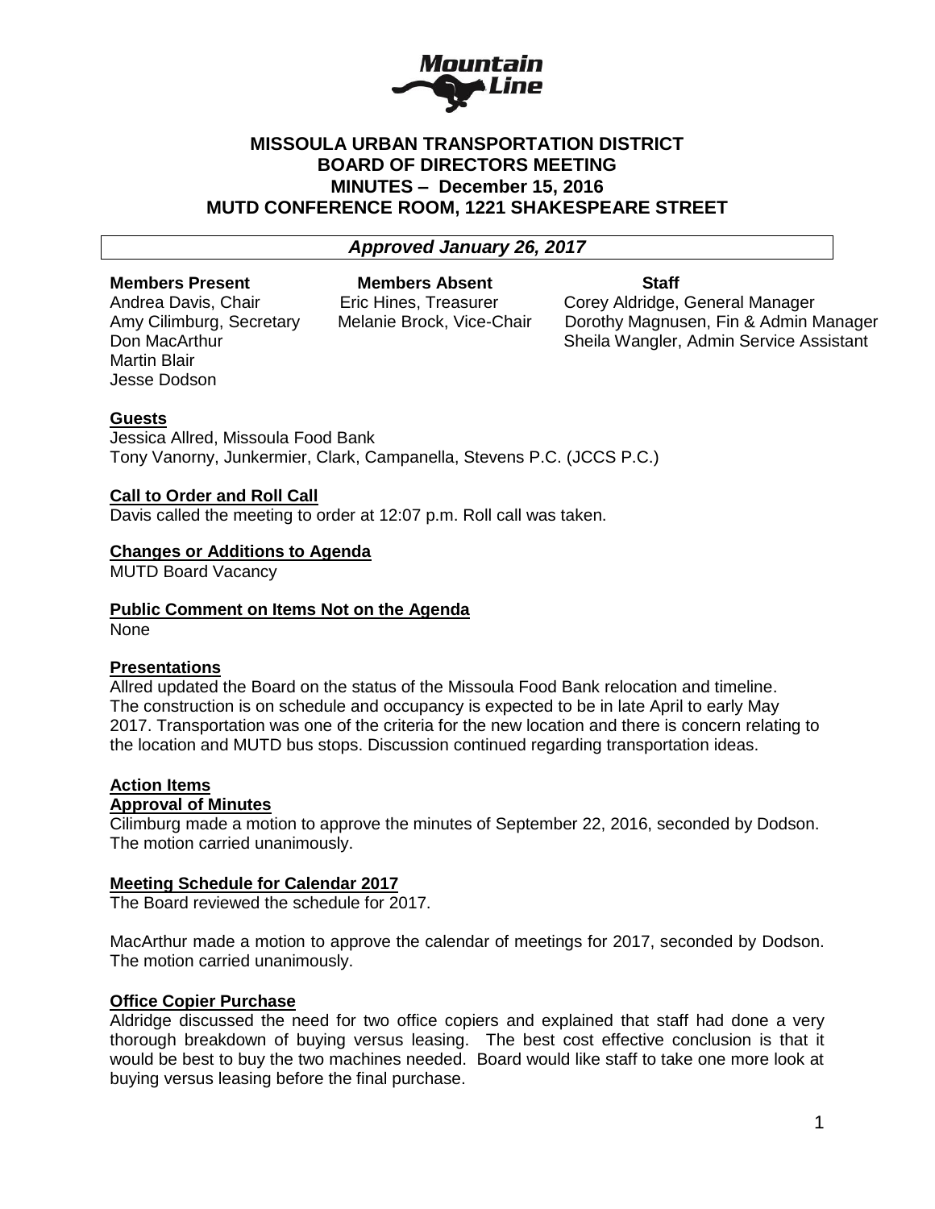# MISSOULA URBAN TRANSPORTATION DISTRICT
# BOARD OF DIRECTORS MEETING
# MINUTES – December 15, 2016
# MUTD CONFERENCE ROOM, 1221 SHAKESPEARE STREET

***Approved January 26, 2017***

| **Members Present** | **Members Absent** | **Staff** |
|---|---|---|
| Andrea Davis, Chair | Eric Hines, Treasurer | Corey Aldridge, General Manager |
| Amy Cilimburg, Secretary | Melanie Brock, Vice-Chair | Dorothy Magnusen, Fin & Admin Manager |
| Don MacArthur | | Sheila Wangler, Admin Service Assistant |
| Martin Blair | | |
| Jesse Dodson | | |

**Guests**

Jessica Allred, Missoula Food Bank
Tony Vanorny, Junkermier, Clark, Campanella, Stevens P.C. (JCCS P.C.)

**Call to Order and Roll Call**

Davis called the meeting to order at 12:07 p.m. Roll call was taken.

**Changes or Additions to Agenda**

MUTD Board Vacancy

**Public Comment on Items Not on the Agenda**

None

**Presentations**

Allred updated the Board on the status of the Missoula Food Bank relocation and timeline. The construction is on schedule and occupancy is expected to be in late April to early May 2017. Transportation was one of the criteria for the new location and there is concern relating to the location and MUTD bus stops. Discussion continued regarding transportation ideas.

**Action Items**

**Approval of Minutes**

Cilimburg made a motion to approve the minutes of September 22, 2016, seconded by Dodson. The motion carried unanimously.

**Meeting Schedule for Calendar 2017**

The Board reviewed the schedule for 2017.

MacArthur made a motion to approve the calendar of meetings for 2017, seconded by Dodson. The motion carried unanimously.

**Office Copier Purchase**

Aldridge discussed the need for two office copiers and explained that staff had done a very thorough breakdown of buying versus leasing. The best cost effective conclusion is that it would be best to buy the two machines needed. Board would like staff to take one more look at buying versus leasing before the final purchase.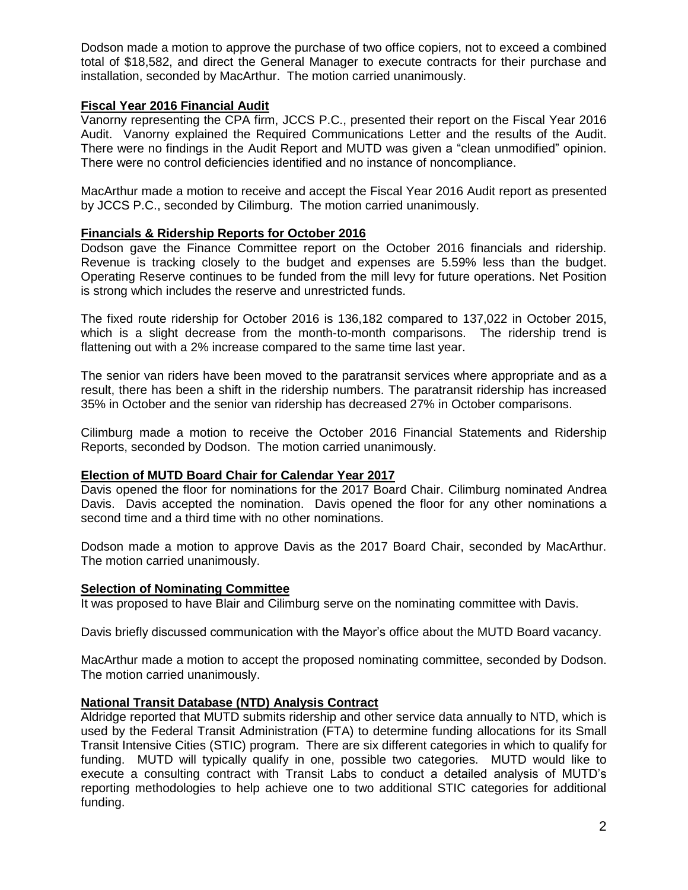Dodson made a motion to approve the purchase of two office copiers, not to exceed a combined total of $18,582, and direct the General Manager to execute contracts for their purchase and installation, seconded by MacArthur. The motion carried unanimously.

**Fiscal Year 2016 Financial Audit**

Vanorny representing the CPA firm, JCCS P.C., presented their report on the Fiscal Year 2016 Audit. Vanorny explained the Required Communications Letter and the results of the Audit. There were no findings in the Audit Report and MUTD was given a "clean unmodified" opinion. There were no control deficiencies identified and no instance of noncompliance.

MacArthur made a motion to receive and accept the Fiscal Year 2016 Audit report as presented by JCCS P.C., seconded by Cilimburg. The motion carried unanimously.

**Financials & Ridership Reports for October 2016**

Dodson gave the Finance Committee report on the October 2016 financials and ridership. Revenue is tracking closely to the budget and expenses are 5.59% less than the budget. Operating Reserve continues to be funded from the mill levy for future operations. Net Position is strong which includes the reserve and unrestricted funds.

The fixed route ridership for October 2016 is 136,182 compared to 137,022 in October 2015, which is a slight decrease from the month-to-month comparisons. The ridership trend is flattening out with a 2% increase compared to the same time last year.

The senior van riders have been moved to the paratransit services where appropriate and as a result, there has been a shift in the ridership numbers. The paratransit ridership has increased 35% in October and the senior van ridership has decreased 27% in October comparisons.

Cilimburg made a motion to receive the October 2016 Financial Statements and Ridership Reports, seconded by Dodson. The motion carried unanimously.

**Election of MUTD Board Chair for Calendar Year 2017**

Davis opened the floor for nominations for the 2017 Board Chair. Cilimburg nominated Andrea Davis. Davis accepted the nomination. Davis opened the floor for any other nominations a second time and a third time with no other nominations.

Dodson made a motion to approve Davis as the 2017 Board Chair, seconded by MacArthur. The motion carried unanimously.

**Selection of Nominating Committee**

It was proposed to have Blair and Cilimburg serve on the nominating committee with Davis.

Davis briefly discussed communication with the Mayor's office about the MUTD Board vacancy.

MacArthur made a motion to accept the proposed nominating committee, seconded by Dodson. The motion carried unanimously.

**National Transit Database (NTD) Analysis Contract**

Aldridge reported that MUTD submits ridership and other service data annually to NTD, which is used by the Federal Transit Administration (FTA) to determine funding allocations for its Small Transit Intensive Cities (STIC) program. There are six different categories in which to qualify for funding. MUTD will typically qualify in one, possible two categories. MUTD would like to execute a consulting contract with Transit Labs to conduct a detailed analysis of MUTD's reporting methodologies to help achieve one to two additional STIC categories for additional funding.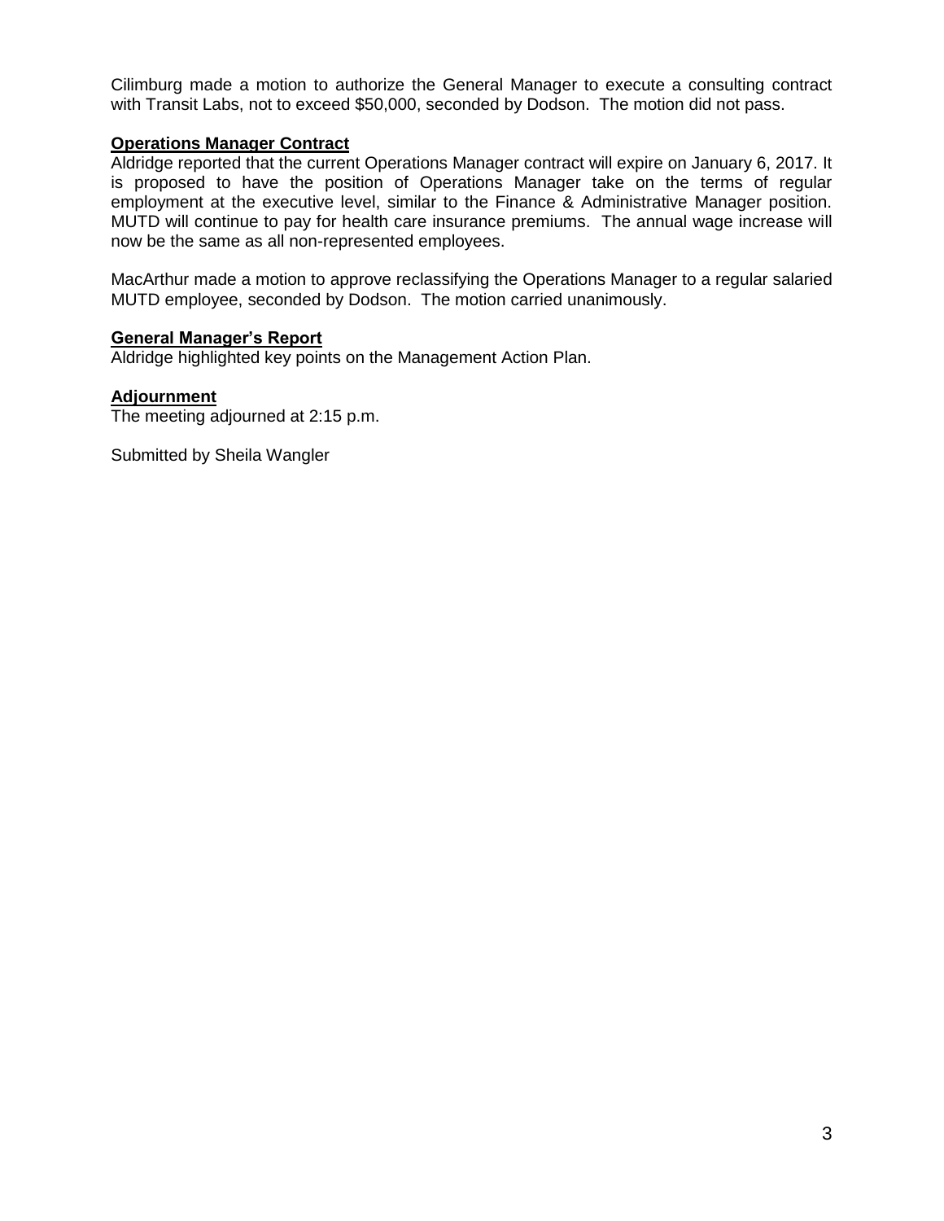Cilimburg made a motion to authorize the General Manager to execute a consulting contract with Transit Labs, not to exceed $50,000, seconded by Dodson. The motion did not pass.

**Operations Manager Contract**

Aldridge reported that the current Operations Manager contract will expire on January 6, 2017. It is proposed to have the position of Operations Manager take on the terms of regular employment at the executive level, similar to the Finance & Administrative Manager position. MUTD will continue to pay for health care insurance premiums. The annual wage increase will now be the same as all non-represented employees.

MacArthur made a motion to approve reclassifying the Operations Manager to a regular salaried MUTD employee, seconded by Dodson. The motion carried unanimously.

**General Manager's Report**

Aldridge highlighted key points on the Management Action Plan.

**Adjournment**

The meeting adjourned at 2:15 p.m.

Submitted by Sheila Wangler